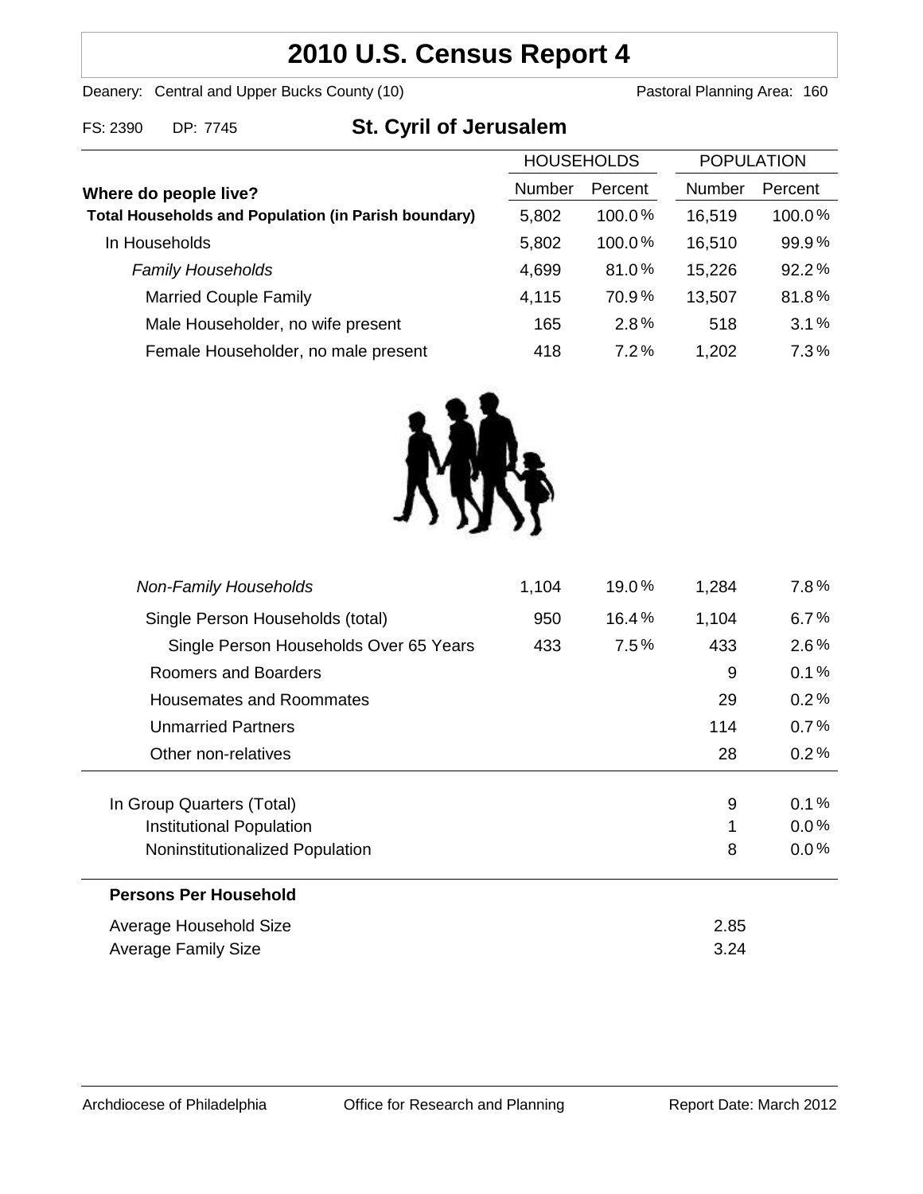# 2010 U.S. Census Report 4

Deanery: Central and Upper Bucks County (10) Pastoral Planning Area: 160

FS: 2390 DP: 7745 **St. Cyril of Jerusalem**

| Where do people live? | HOUSEHOLDS | | POPULATION | |
|---|---|---|---|---|
| | Number | Percent | Number | Percent |
| **Total Households and Population (in Parish boundary)** | 5,802 | 100.0% | 16,519 | 100.0% |
| In Households | 5,802 | 100.0% | 16,510 | 99.9% |
| *Family Households* | 4,699 | 81.0% | 15,226 | 92.2% |
| Married Couple Family | 4,115 | 70.9% | 13,507 | 81.8% |
| Male Householder, no wife present | 165 | 2.8% | 518 | 3.1% |
| Female Householder, no male present | 418 | 7.2% | 1,202 | 7.3% |
| *Non-Family Households* | 1,104 | 19.0% | 1,284 | 7.8% |
| Single Person Households (total) | 950 | 16.4% | 1,104 | 6.7% |
| Single Person Households Over 65 Years | 433 | 7.5% | 433 | 2.6% |
| Roomers and Boarders | | | 9 | 0.1% |
| Housemates and Roommates | | | 29 | 0.2% |
| Unmarried Partners | | | 114 | 0.7% |
| Other non-relatives | | | 28 | 0.2% |
| In Group Quarters (Total) | | | 9 | 0.1% |
| Institutional Population | | | 1 | 0.0% |
| Noninstitutionalized Population | | | 8 | 0.0% |

**Persons Per Household**

| | |
|---|---|
| Average Household Size | 2.85 |
| Average Family Size | 3.24 |

Archdiocese of Philadelphia Office for Research and Planning Report Date: March 2012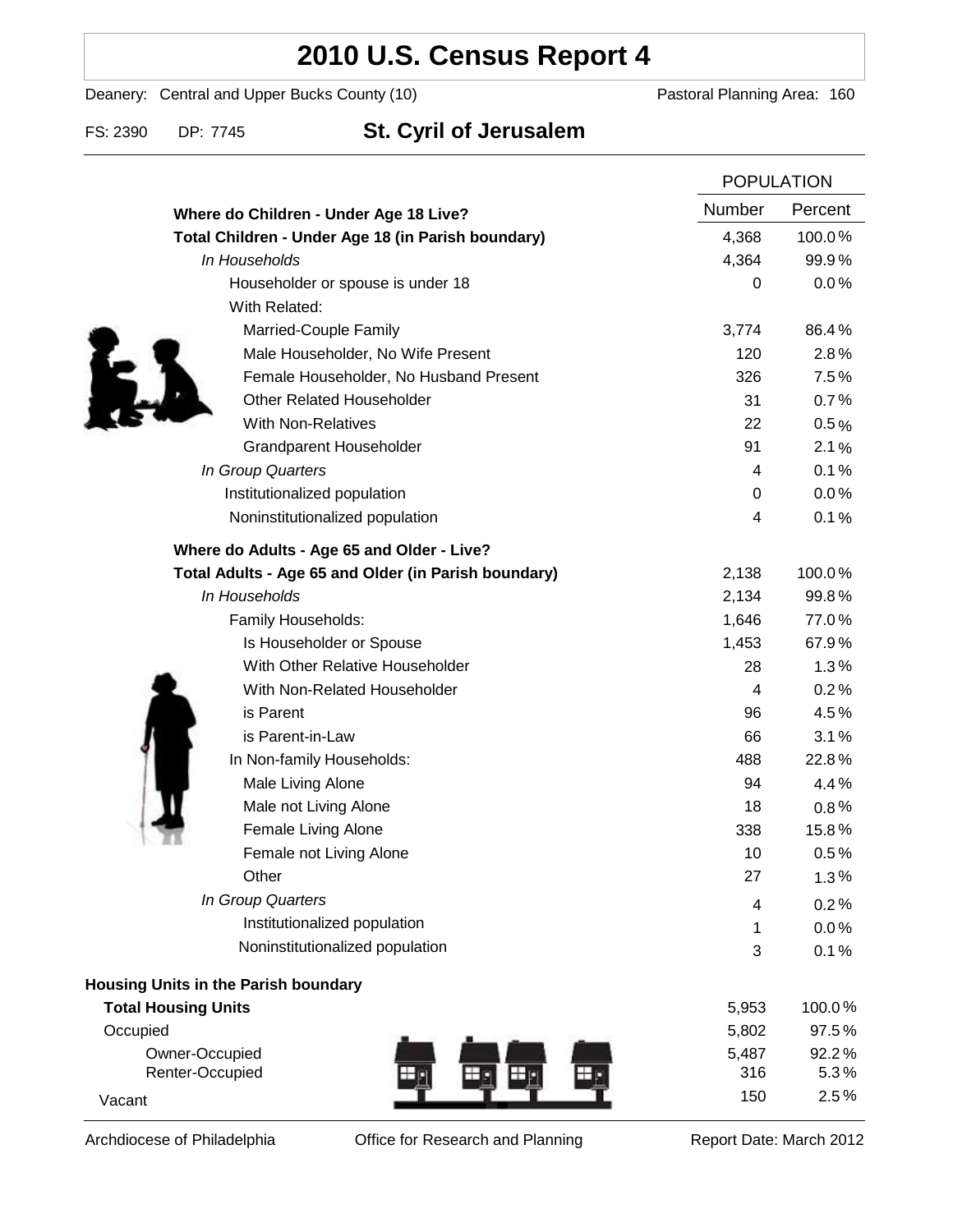# 2010 U.S. Census Report 4

Deanery: Central and Upper Bucks County (10) Pastoral Planning Area: 160

FS: 2390 DP: 7745 **St. Cyril of Jerusalem**

| | POPULATION | |
|---|---|---|
| **Where do Children - Under Age 18 Live?** | Number | Percent |
| **Total Children - Under Age 18 (in Parish boundary)** | 4,368 | 100.0% |
| *In Households* | 4,364 | 99.9% |
| Householder or spouse is under 18 | 0 | 0.0% |
| With Related: | | |
| Married-Couple Family | 3,774 | 86.4% |
| Male Householder, No Wife Present | 120 | 2.8% |
| Female Householder, No Husband Present | 326 | 7.5% |
| Other Related Householder | 31 | 0.7% |
| With Non-Relatives | 22 | 0.5% |
| Grandparent Householder | 91 | 2.1% |
| *In Group Quarters* | 4 | 0.1% |
| Institutionalized population | 0 | 0.0% |
| Noninstitutionalized population | 4 | 0.1% |
| **Where do Adults - Age 65 and Older - Live?** | | |
| **Total Adults - Age 65 and Older (in Parish boundary)** | 2,138 | 100.0% |
| *In Households* | 2,134 | 99.8% |
| Family Households: | 1,646 | 77.0% |
| Is Householder or Spouse | 1,453 | 67.9% |
| With Other Relative Householder | 28 | 1.3% |
| With Non-Related Householder | 4 | 0.2% |
| is Parent | 96 | 4.5% |
| is Parent-in-Law | 66 | 3.1% |
| In Non-family Households: | 488 | 22.8% |
| Male Living Alone | 94 | 4.4% |
| Male not Living Alone | 18 | 0.8% |
| Female Living Alone | 338 | 15.8% |
| Female not Living Alone | 10 | 0.5% |
| Other | 27 | 1.3% |
| *In Group Quarters* | 4 | 0.2% |
| Institutionalized population | 1 | 0.0% |
| Noninstitutionalized population | 3 | 0.1% |
| **Housing Units in the Parish boundary** | | |
| **Total Housing Units** | 5,953 | 100.0% |
| Occupied | 5,802 | 97.5% |
| Owner-Occupied | 5,487 | 92.2% |
| Renter-Occupied | 316 | 5.3% |
| Vacant | 150 | 2.5% |

Archdiocese of Philadelphia Office for Research and Planning Report Date: March 2012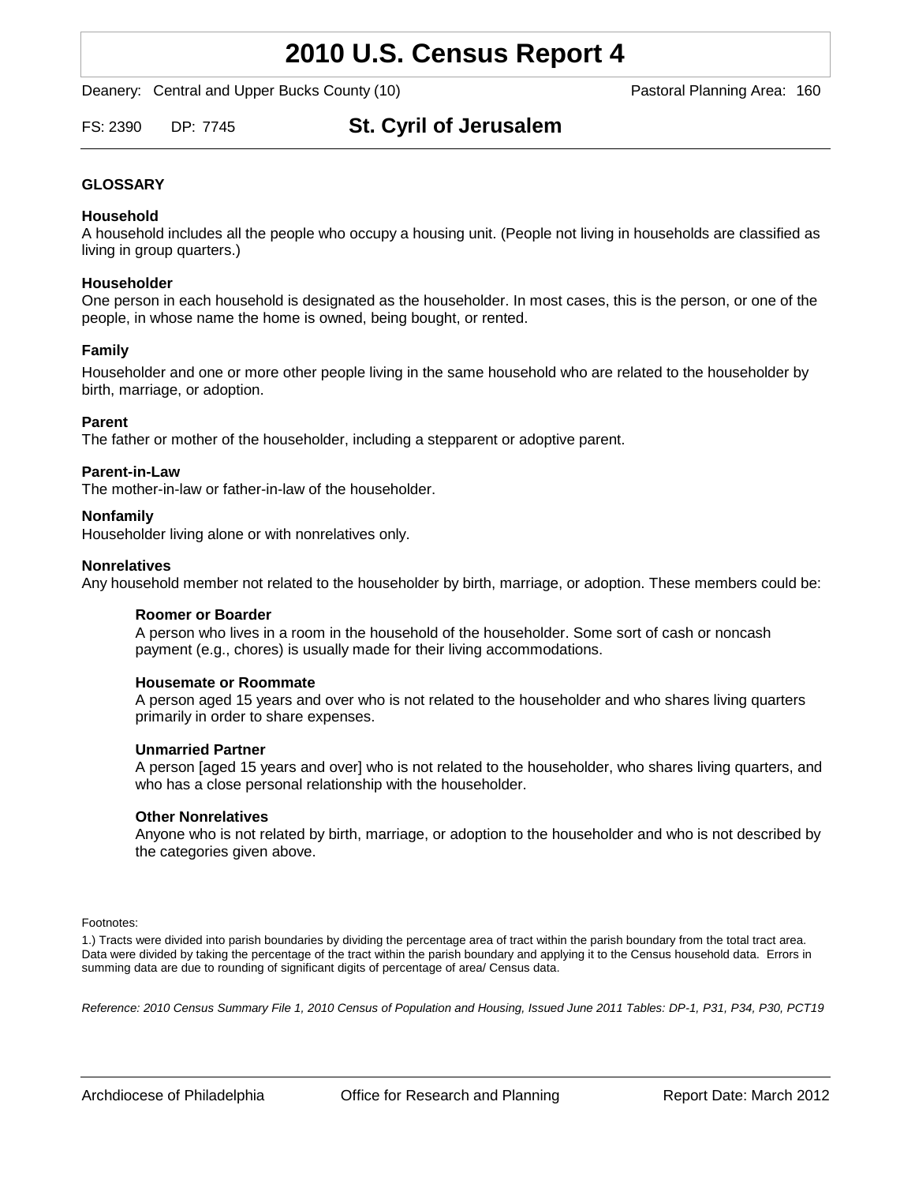# 2010 U.S. Census Report 4

Deanery: Central and Upper Bucks County (10) Pastoral Planning Area: 160

FS: 2390 DP: 7745 **St. Cyril of Jerusalem**

## GLOSSARY

### Household

A household includes all the people who occupy a housing unit. (People not living in households are classified as living in group quarters.)

### Householder

One person in each household is designated as the householder. In most cases, this is the person, or one of the people, in whose name the home is owned, being bought, or rented.

### Family

Householder and one or more other people living in the same household who are related to the householder by birth, marriage, or adoption.

### Parent

The father or mother of the householder, including a stepparent or adoptive parent.

### Parent-in-Law

The mother-in-law or father-in-law of the householder.

### Nonfamily

Householder living alone or with nonrelatives only.

### Nonrelatives

Any household member not related to the householder by birth, marriage, or adoption. These members could be:

#### Roomer or Boarder

A person who lives in a room in the household of the householder. Some sort of cash or noncash payment (e.g., chores) is usually made for their living accommodations.

#### Housemate or Roommate

A person aged 15 years and over who is not related to the householder and who shares living quarters primarily in order to share expenses.

#### Unmarried Partner

A person [aged 15 years and over] who is not related to the householder, who shares living quarters, and who has a close personal relationship with the householder.

#### Other Nonrelatives

Anyone who is not related by birth, marriage, or adoption to the householder and who is not described by the categories given above.

Footnotes:

1.) Tracts were divided into parish boundaries by dividing the percentage area of tract within the parish boundary from the total tract area. Data were divided by taking the percentage of the tract within the parish boundary and applying it to the Census household data. Errors in summing data are due to rounding of significant digits of percentage of area/ Census data.

*Reference: 2010 Census Summary File 1, 2010 Census of Population and Housing, Issued June 2011 Tables: DP-1, P31, P34, P30, PCT19*

Archdiocese of Philadelphia Office for Research and Planning Report Date: March 2012